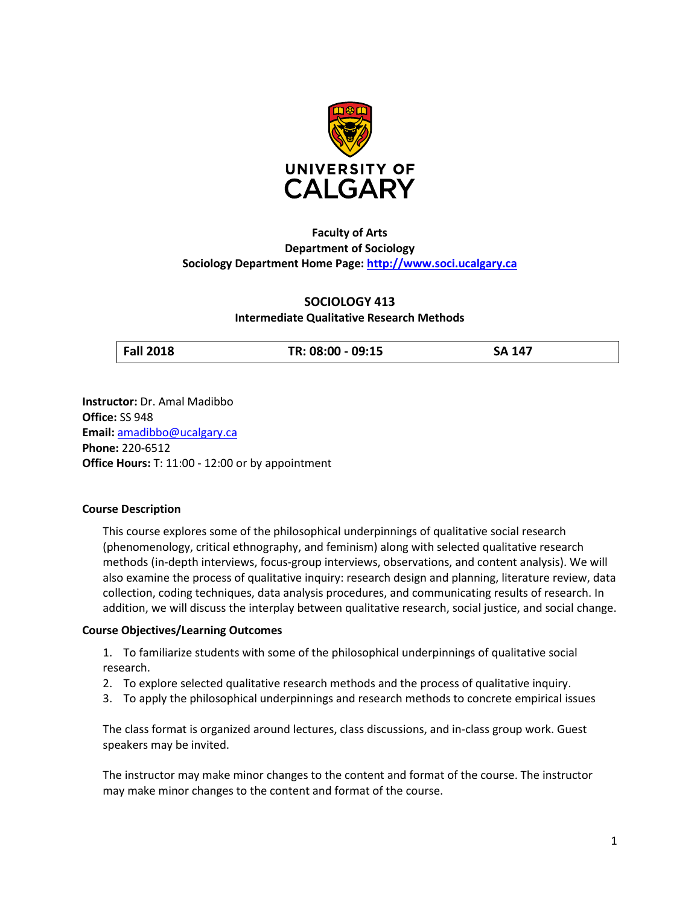UNIVERSITY OF CALGARY

**Faculty of Arts**
**Department of Sociology**
**Sociology Department Home Page: [http://www.soci.ucalgary.ca](http://www.soci.ucalgary.ca)**

# SOCIOLOGY 413
## Intermediate Qualitative Research Methods

| Fall 2018 | TR: 08:00 - 09:15 | SA 147 |
|---|---|---|

**Instructor:** Dr. Amal Madibbo
**Office:** SS 948
**Email:** [amadibbo@ucalgary.ca](mailto:amadibbo@ucalgary.ca)
**Phone:** 220-6512
**Office Hours:** T: 11:00 - 12:00 or by appointment

### Course Description

This course explores some of the philosophical underpinnings of qualitative social research (phenomenology, critical ethnography, and feminism) along with selected qualitative research methods (in-depth interviews, focus-group interviews, observations, and content analysis). We will also examine the process of qualitative inquiry: research design and planning, literature review, data collection, coding techniques, data analysis procedures, and communicating results of research. In addition, we will discuss the interplay between qualitative research, social justice, and social change.

### Course Objectives/Learning Outcomes

1. To familiarize students with some of the philosophical underpinnings of qualitative social research.
2. To explore selected qualitative research methods and the process of qualitative inquiry.
3. To apply the philosophical underpinnings and research methods to concrete empirical issues

The class format is organized around lectures, class discussions, and in-class group work. Guest speakers may be invited.

The instructor may make minor changes to the content and format of the course. The instructor may make minor changes to the content and format of the course.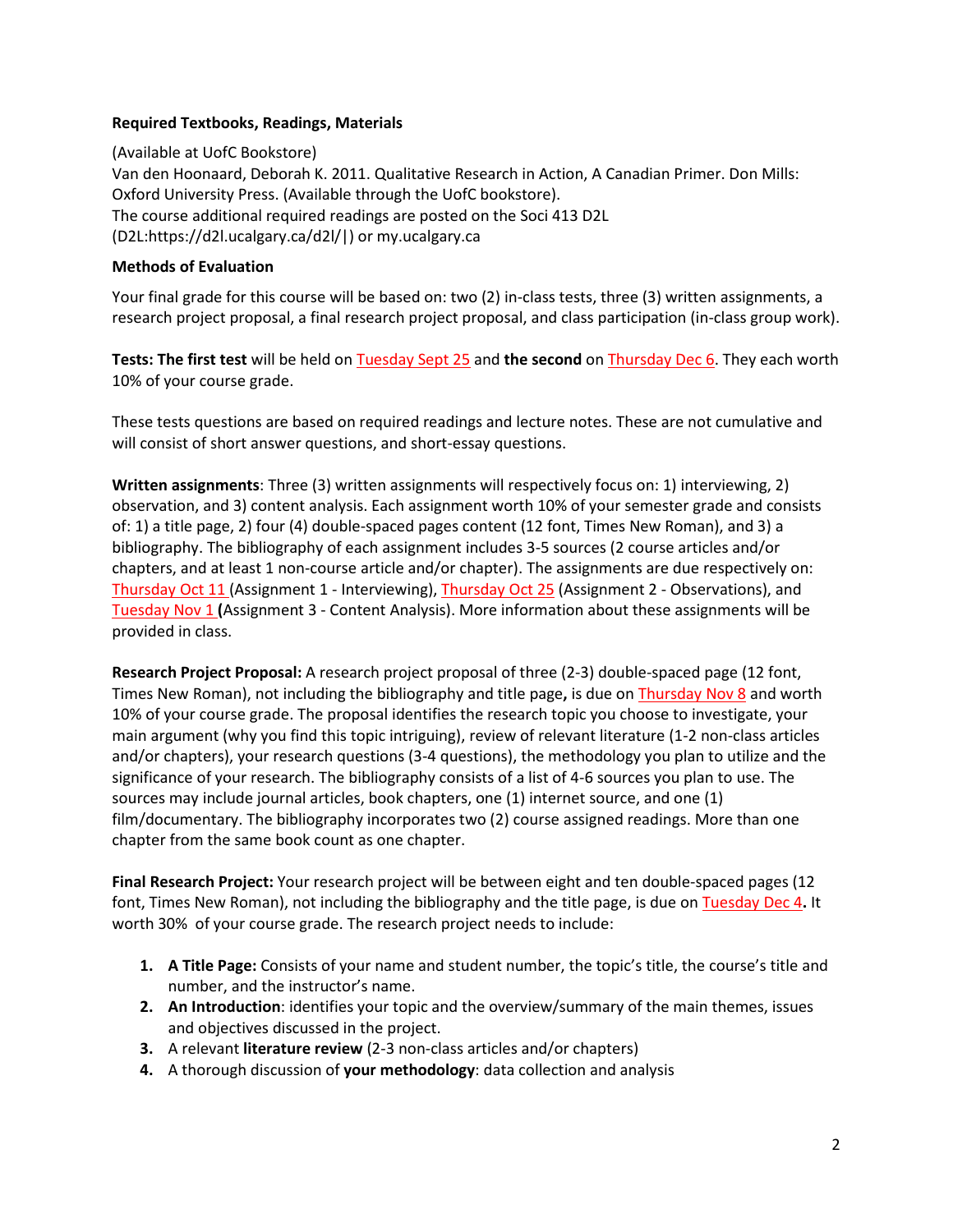**Required Textbooks, Readings, Materials**

(Available at UofC Bookstore)
Van den Hoonaard, Deborah K. 2011. Qualitative Research in Action, A Canadian Primer. Don Mills: Oxford University Press. (Available through the UofC bookstore).
The course additional required readings are posted on the Soci 413 D2L (D2L:https://d2l.ucalgary.ca/d2l/|) or my.ucalgary.ca

**Methods of Evaluation**

Your final grade for this course will be based on: two (2) in-class tests, three (3) written assignments, a research project proposal, a final research project proposal, and class participation (in-class group work).

**Tests: The first test** will be held on Tuesday Sept 25 and **the second** on Thursday Dec 6. They each worth 10% of your course grade.

These tests questions are based on required readings and lecture notes. These are not cumulative and will consist of short answer questions, and short-essay questions.

**Written assignments**: Three (3) written assignments will respectively focus on: 1) interviewing, 2) observation, and 3) content analysis. Each assignment worth 10% of your semester grade and consists of: 1) a title page, 2) four (4) double-spaced pages content (12 font, Times New Roman), and 3) a bibliography. The bibliography of each assignment includes 3-5 sources (2 course articles and/or chapters, and at least 1 non-course article and/or chapter). The assignments are due respectively on: Thursday Oct 11 (Assignment 1 - Interviewing), Thursday Oct 25 (Assignment 2 - Observations), and Tuesday Nov 1 **(**Assignment 3 - Content Analysis). More information about these assignments will be provided in class.

**Research Project Proposal:** A research project proposal of three (2-3) double-spaced page (12 font, Times New Roman), not including the bibliography and title page**,** is due on Thursday Nov 8 and worth 10% of your course grade. The proposal identifies the research topic you choose to investigate, your main argument (why you find this topic intriguing), review of relevant literature (1-2 non-class articles and/or chapters), your research questions (3-4 questions), the methodology you plan to utilize and the significance of your research. The bibliography consists of a list of 4-6 sources you plan to use. The sources may include journal articles, book chapters, one (1) internet source, and one (1) film/documentary. The bibliography incorporates two (2) course assigned readings. More than one chapter from the same book count as one chapter.

**Final Research Project:** Your research project will be between eight and ten double-spaced pages (12 font, Times New Roman), not including the bibliography and the title page, is due on Tuesday Dec 4**.** It worth 30% of your course grade. The research project needs to include:

1. **A Title Page:** Consists of your name and student number, the topic's title, the course's title and number, and the instructor's name.
2. **An Introduction**: identifies your topic and the overview/summary of the main themes, issues and objectives discussed in the project.
3. A relevant **literature review** (2-3 non-class articles and/or chapters)
4. A thorough discussion of **your methodology**: data collection and analysis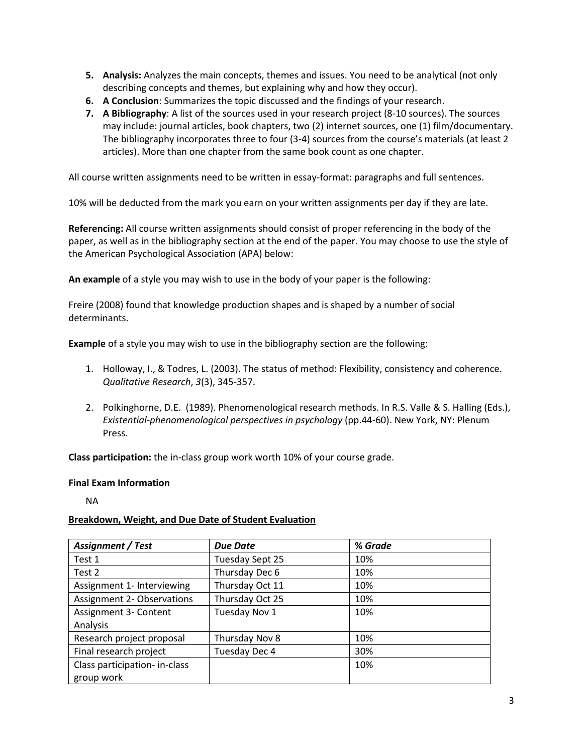5. **Analysis:** Analyzes the main concepts, themes and issues. You need to be analytical (not only describing concepts and themes, but explaining why and how they occur).
6. **A Conclusion**: Summarizes the topic discussed and the findings of your research.
7. **A Bibliography**: A list of the sources used in your research project (8-10 sources). The sources may include: journal articles, book chapters, two (2) internet sources, one (1) film/documentary. The bibliography incorporates three to four (3-4) sources from the course's materials (at least 2 articles). More than one chapter from the same book count as one chapter.

All course written assignments need to be written in essay-format: paragraphs and full sentences.

10% will be deducted from the mark you earn on your written assignments per day if they are late.

**Referencing:** All course written assignments should consist of proper referencing in the body of the paper, as well as in the bibliography section at the end of the paper. You may choose to use the style of the American Psychological Association (APA) below:

**An example** of a style you may wish to use in the body of your paper is the following:

Freire (2008) found that knowledge production shapes and is shaped by a number of social determinants.

**Example** of a style you may wish to use in the bibliography section are the following:

1. Holloway, I., & Todres, L. (2003). The status of method: Flexibility, consistency and coherence. *Qualitative Research*, *3*(3), 345-357.
2. Polkinghorne, D.E. (1989). Phenomenological research methods. In R.S. Valle & S. Halling (Eds.), *Existential-phenomenological perspectives in psychology* (pp.44-60). New York, NY: Plenum Press.

**Class participation:** the in-class group work worth 10% of your course grade.

**Final Exam Information**

NA

**Breakdown, Weight, and Due Date of Student Evaluation**

| *Assignment / Test* | *Due Date* | *% Grade* |
| --- | --- | --- |
| Test 1 | Tuesday Sept 25 | 10% |
| Test 2 | Thursday Dec 6 | 10% |
| Assignment 1- Interviewing | Thursday Oct 11 | 10% |
| Assignment 2- Observations | Thursday Oct 25 | 10% |
| Assignment 3- Content Analysis | Tuesday Nov 1 | 10% |
| Research project proposal | Thursday Nov 8 | 10% |
| Final research project | Tuesday Dec 4 | 30% |
| Class participation- in-class group work | | 10% |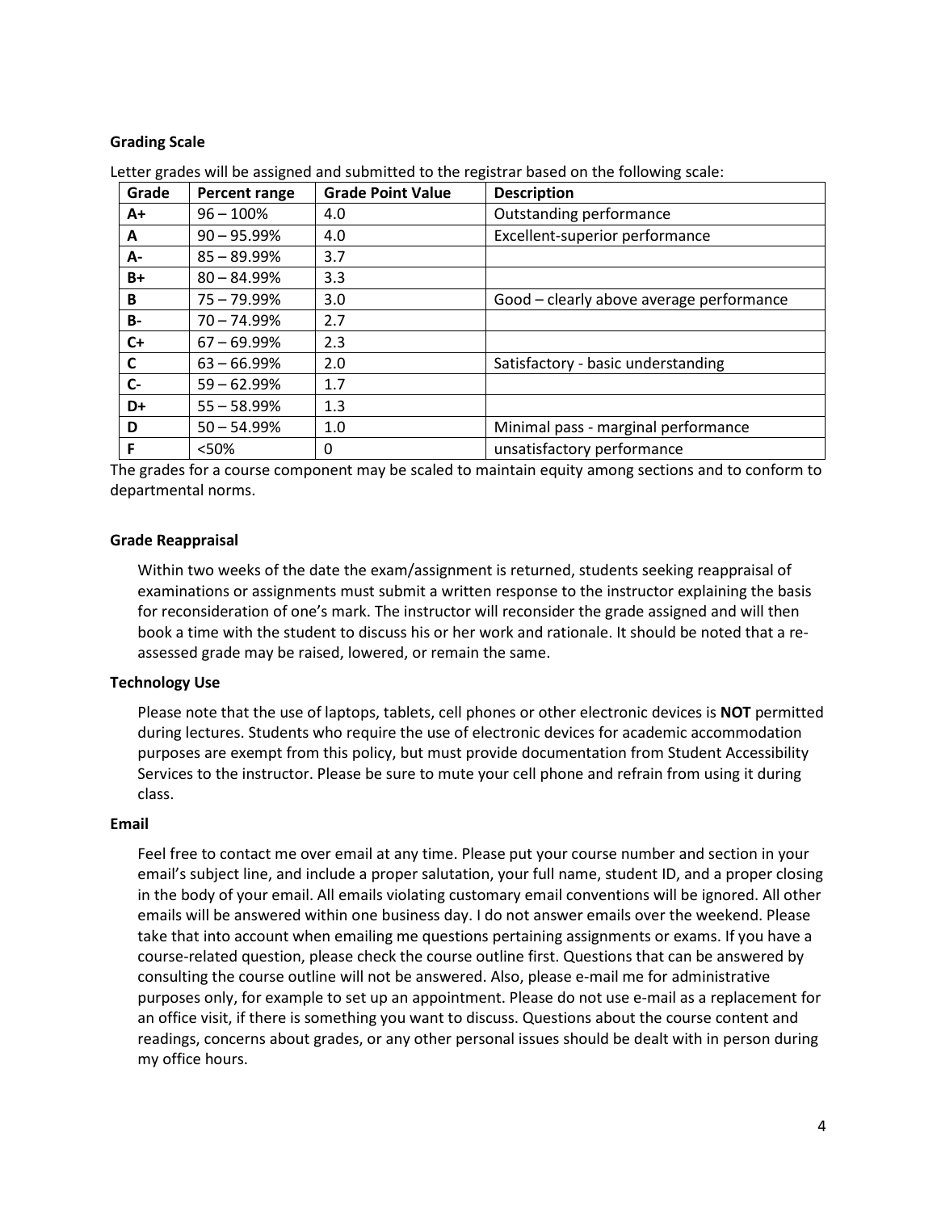**Grading Scale**

Letter grades will be assigned and submitted to the registrar based on the following scale:

| Grade | Percent range | Grade Point Value | Description |
|---|---|---|---|
| **A+** | 96 – 100% | 4.0 | Outstanding performance |
| **A** | 90 – 95.99% | 4.0 | Excellent-superior performance |
| **A-** | 85 – 89.99% | 3.7 | |
| **B+** | 80 – 84.99% | 3.3 | |
| **B** | 75 – 79.99% | 3.0 | Good – clearly above average performance |
| **B-** | 70 – 74.99% | 2.7 | |
| **C+** | 67 – 69.99% | 2.3 | |
| **C** | 63 – 66.99% | 2.0 | Satisfactory - basic understanding |
| **C-** | 59 – 62.99% | 1.7 | |
| **D+** | 55 – 58.99% | 1.3 | |
| **D** | 50 – 54.99% | 1.0 | Minimal pass - marginal performance |
| **F** | <50% | 0 | unsatisfactory performance |

The grades for a course component may be scaled to maintain equity among sections and to conform to departmental norms.

**Grade Reappraisal**

Within two weeks of the date the exam/assignment is returned, students seeking reappraisal of examinations or assignments must submit a written response to the instructor explaining the basis for reconsideration of one's mark. The instructor will reconsider the grade assigned and will then book a time with the student to discuss his or her work and rationale. It should be noted that a re-assessed grade may be raised, lowered, or remain the same.

**Technology Use**

Please note that the use of laptops, tablets, cell phones or other electronic devices is **NOT** permitted during lectures. Students who require the use of electronic devices for academic accommodation purposes are exempt from this policy, but must provide documentation from Student Accessibility Services to the instructor. Please be sure to mute your cell phone and refrain from using it during class.

**Email**

Feel free to contact me over email at any time. Please put your course number and section in your email's subject line, and include a proper salutation, your full name, student ID, and a proper closing in the body of your email. All emails violating customary email conventions will be ignored. All other emails will be answered within one business day. I do not answer emails over the weekend. Please take that into account when emailing me questions pertaining assignments or exams. If you have a course-related question, please check the course outline first. Questions that can be answered by consulting the course outline will not be answered. Also, please e-mail me for administrative purposes only, for example to set up an appointment. Please do not use e-mail as a replacement for an office visit, if there is something you want to discuss. Questions about the course content and readings, concerns about grades, or any other personal issues should be dealt with in person during my office hours.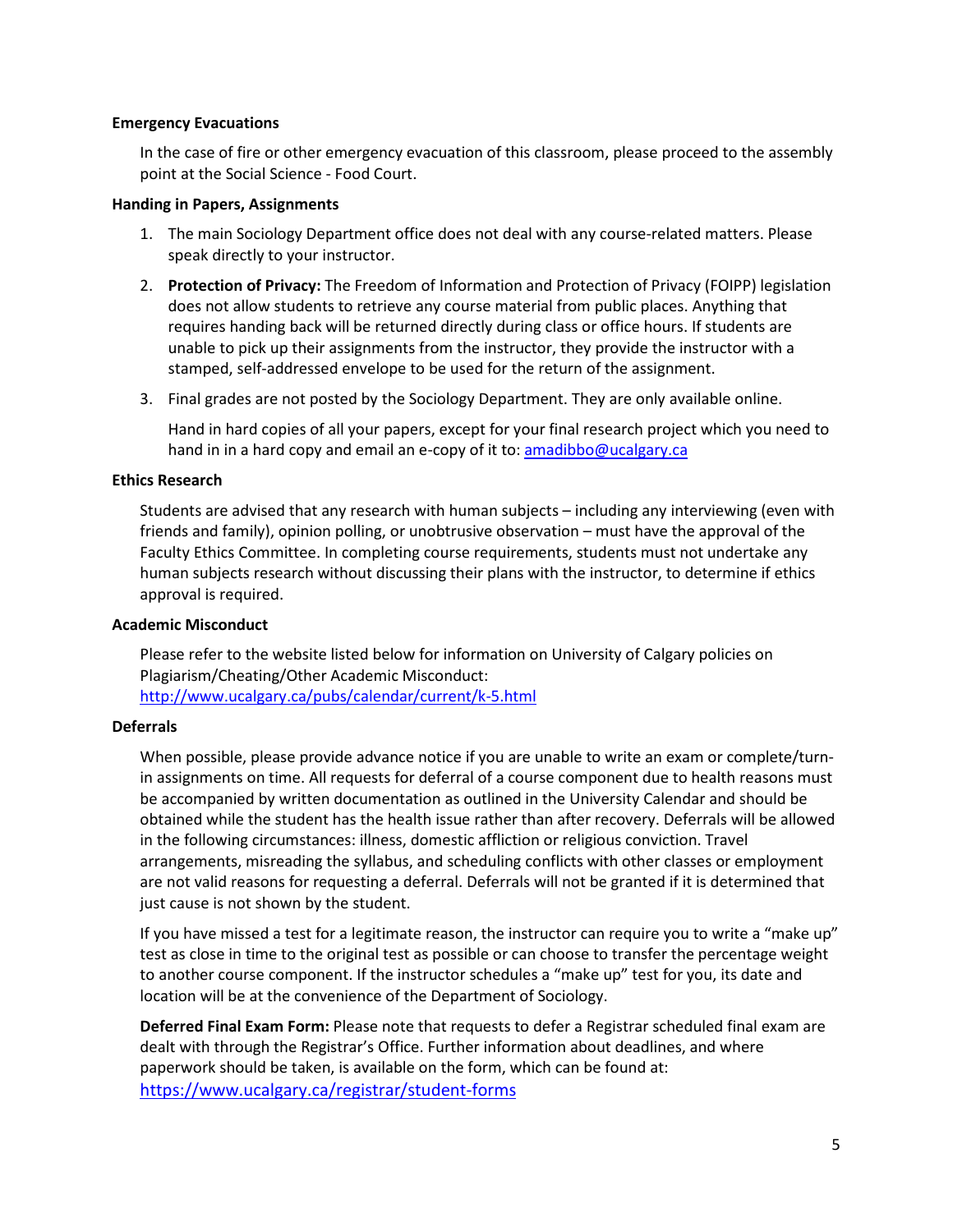**Emergency Evacuations**

In the case of fire or other emergency evacuation of this classroom, please proceed to the assembly point at the Social Science - Food Court.

**Handing in Papers, Assignments**

1. The main Sociology Department office does not deal with any course-related matters. Please speak directly to your instructor.
2. **Protection of Privacy:** The Freedom of Information and Protection of Privacy (FOIPP) legislation does not allow students to retrieve any course material from public places. Anything that requires handing back will be returned directly during class or office hours. If students are unable to pick up their assignments from the instructor, they provide the instructor with a stamped, self-addressed envelope to be used for the return of the assignment.
3. Final grades are not posted by the Sociology Department. They are only available online.

   Hand in hard copies of all your papers, except for your final research project which you need to hand in in a hard copy and email an e-copy of it to: amadibbo@ucalgary.ca

**Ethics Research**

Students are advised that any research with human subjects – including any interviewing (even with friends and family), opinion polling, or unobtrusive observation – must have the approval of the Faculty Ethics Committee. In completing course requirements, students must not undertake any human subjects research without discussing their plans with the instructor, to determine if ethics approval is required.

**Academic Misconduct**

Please refer to the website listed below for information on University of Calgary policies on Plagiarism/Cheating/Other Academic Misconduct:
http://www.ucalgary.ca/pubs/calendar/current/k-5.html

**Deferrals**

When possible, please provide advance notice if you are unable to write an exam or complete/turn-in assignments on time. All requests for deferral of a course component due to health reasons must be accompanied by written documentation as outlined in the University Calendar and should be obtained while the student has the health issue rather than after recovery. Deferrals will be allowed in the following circumstances: illness, domestic affliction or religious conviction. Travel arrangements, misreading the syllabus, and scheduling conflicts with other classes or employment are not valid reasons for requesting a deferral. Deferrals will not be granted if it is determined that just cause is not shown by the student.

If you have missed a test for a legitimate reason, the instructor can require you to write a "make up" test as close in time to the original test as possible or can choose to transfer the percentage weight to another course component. If the instructor schedules a "make up" test for you, its date and location will be at the convenience of the Department of Sociology.

**Deferred Final Exam Form:** Please note that requests to defer a Registrar scheduled final exam are dealt with through the Registrar's Office. Further information about deadlines, and where paperwork should be taken, is available on the form, which can be found at:
https://www.ucalgary.ca/registrar/student-forms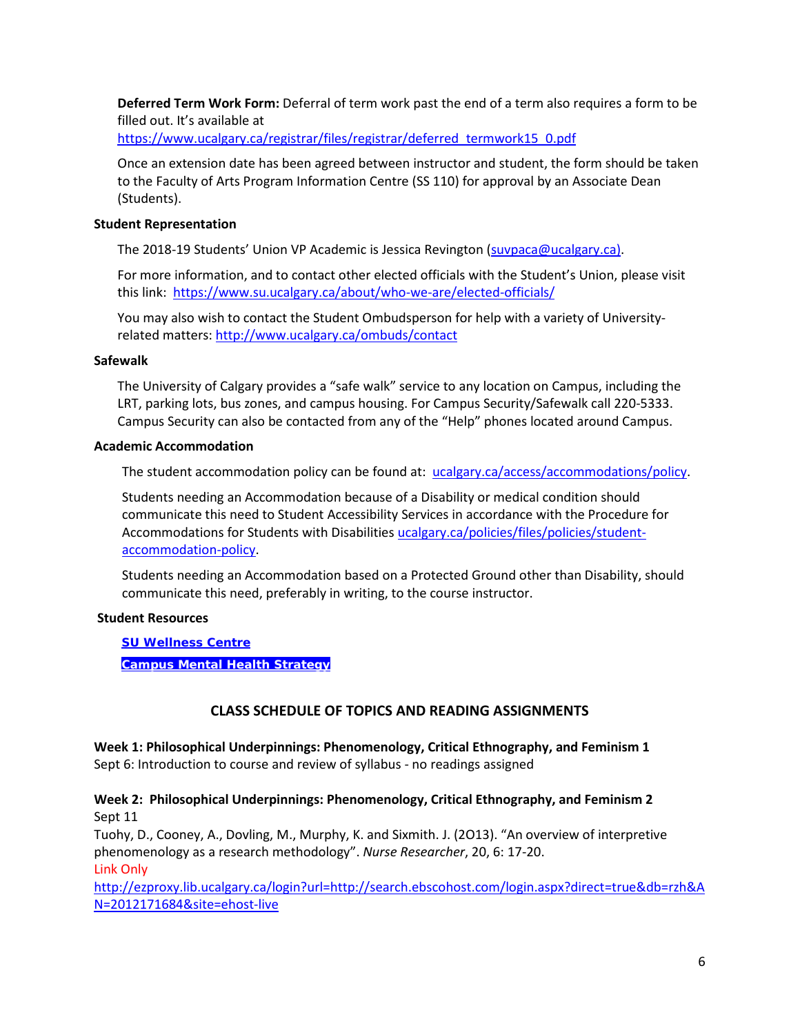**Deferred Term Work Form:** Deferral of term work past the end of a term also requires a form to be filled out. It's available at https://www.ucalgary.ca/registrar/files/registrar/deferred_termwork15_0.pdf

Once an extension date has been agreed between instructor and student, the form should be taken to the Faculty of Arts Program Information Centre (SS 110) for approval by an Associate Dean (Students).

**Student Representation**

The 2018-19 Students' Union VP Academic is Jessica Revington (suvpaca@ucalgary.ca).

For more information, and to contact other elected officials with the Student's Union, please visit this link: https://www.su.ucalgary.ca/about/who-we-are/elected-officials/

You may also wish to contact the Student Ombudsperson for help with a variety of University-related matters: http://www.ucalgary.ca/ombuds/contact

**Safewalk**

The University of Calgary provides a "safe walk" service to any location on Campus, including the LRT, parking lots, bus zones, and campus housing. For Campus Security/Safewalk call 220-5333. Campus Security can also be contacted from any of the "Help" phones located around Campus.

**Academic Accommodation**

The student accommodation policy can be found at: ucalgary.ca/access/accommodations/policy.

Students needing an Accommodation because of a Disability or medical condition should communicate this need to Student Accessibility Services in accordance with the Procedure for Accommodations for Students with Disabilities ucalgary.ca/policies/files/policies/student-accommodation-policy.

Students needing an Accommodation based on a Protected Ground other than Disability, should communicate this need, preferably in writing, to the course instructor.

**Student Resources**

**SU Wellness Centre**

**Campus Mental Health Strategy**

## CLASS SCHEDULE OF TOPICS AND READING ASSIGNMENTS

**Week 1: Philosophical Underpinnings: Phenomenology, Critical Ethnography, and Feminism 1**
Sept 6: Introduction to course and review of syllabus - no readings assigned

**Week 2: Philosophical Underpinnings: Phenomenology, Critical Ethnography, and Feminism 2**
Sept 11
Tuohy, D., Cooney, A., Dovling, M., Murphy, K. and Sixmith. J. (2O13). "An overview of interpretive phenomenology as a research methodology". *Nurse Researcher*, 20, 6: 17-20.
Link Only
http://ezproxy.lib.ucalgary.ca/login?url=http://search.ebscohost.com/login.aspx?direct=true&db=rzh&AN=2012171684&site=ehost-live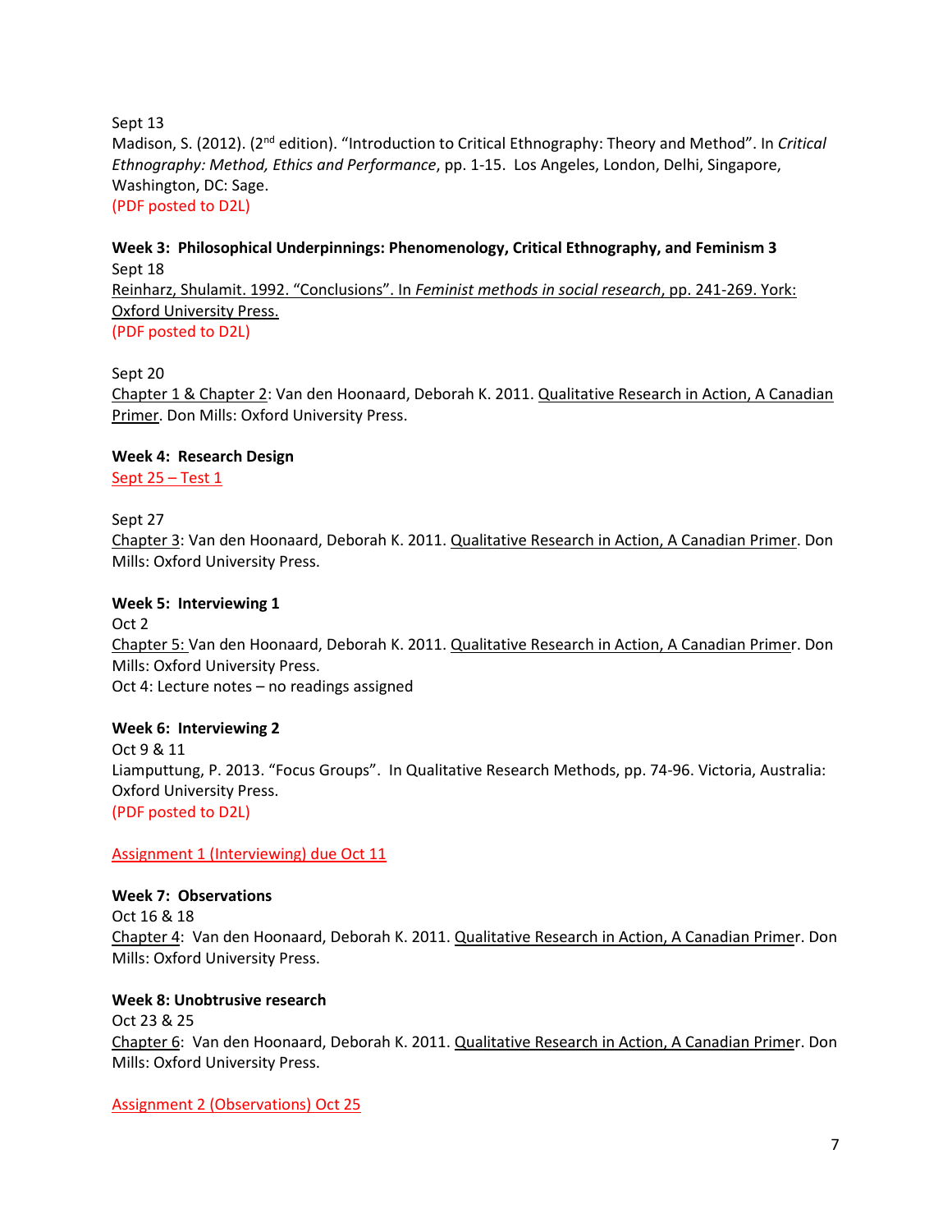Sept 13
Madison, S. (2012). (2nd edition). "Introduction to Critical Ethnography: Theory and Method". In *Critical Ethnography: Method, Ethics and Performance*, pp. 1-15. Los Angeles, London, Delhi, Singapore, Washington, DC: Sage.
(PDF posted to D2L)

**Week 3: Philosophical Underpinnings: Phenomenology, Critical Ethnography, and Feminism 3**
Sept 18
Reinharz, Shulamit. 1992. "Conclusions". In *Feminist methods in social research*, pp. 241-269. York: Oxford University Press.
(PDF posted to D2L)

Sept 20
Chapter 1 & Chapter 2: Van den Hoonaard, Deborah K. 2011. Qualitative Research in Action, A Canadian Primer. Don Mills: Oxford University Press.

**Week 4: Research Design**
Sept 25 – Test 1

Sept 27
Chapter 3: Van den Hoonaard, Deborah K. 2011. Qualitative Research in Action, A Canadian Primer. Don Mills: Oxford University Press.

**Week 5: Interviewing 1**
Oct 2
Chapter 5: Van den Hoonaard, Deborah K. 2011. Qualitative Research in Action, A Canadian Primer. Don Mills: Oxford University Press.
Oct 4: Lecture notes – no readings assigned

**Week 6: Interviewing 2**
Oct 9 & 11
Liamputtung, P. 2013. "Focus Groups". In Qualitative Research Methods, pp. 74-96. Victoria, Australia: Oxford University Press.
(PDF posted to D2L)

Assignment 1 (Interviewing) due Oct 11

**Week 7: Observations**
Oct 16 & 18
Chapter 4: Van den Hoonaard, Deborah K. 2011. Qualitative Research in Action, A Canadian Primer. Don Mills: Oxford University Press.

**Week 8: Unobtrusive research**
Oct 23 & 25
Chapter 6: Van den Hoonaard, Deborah K. 2011. Qualitative Research in Action, A Canadian Primer. Don Mills: Oxford University Press.

Assignment 2 (Observations) Oct 25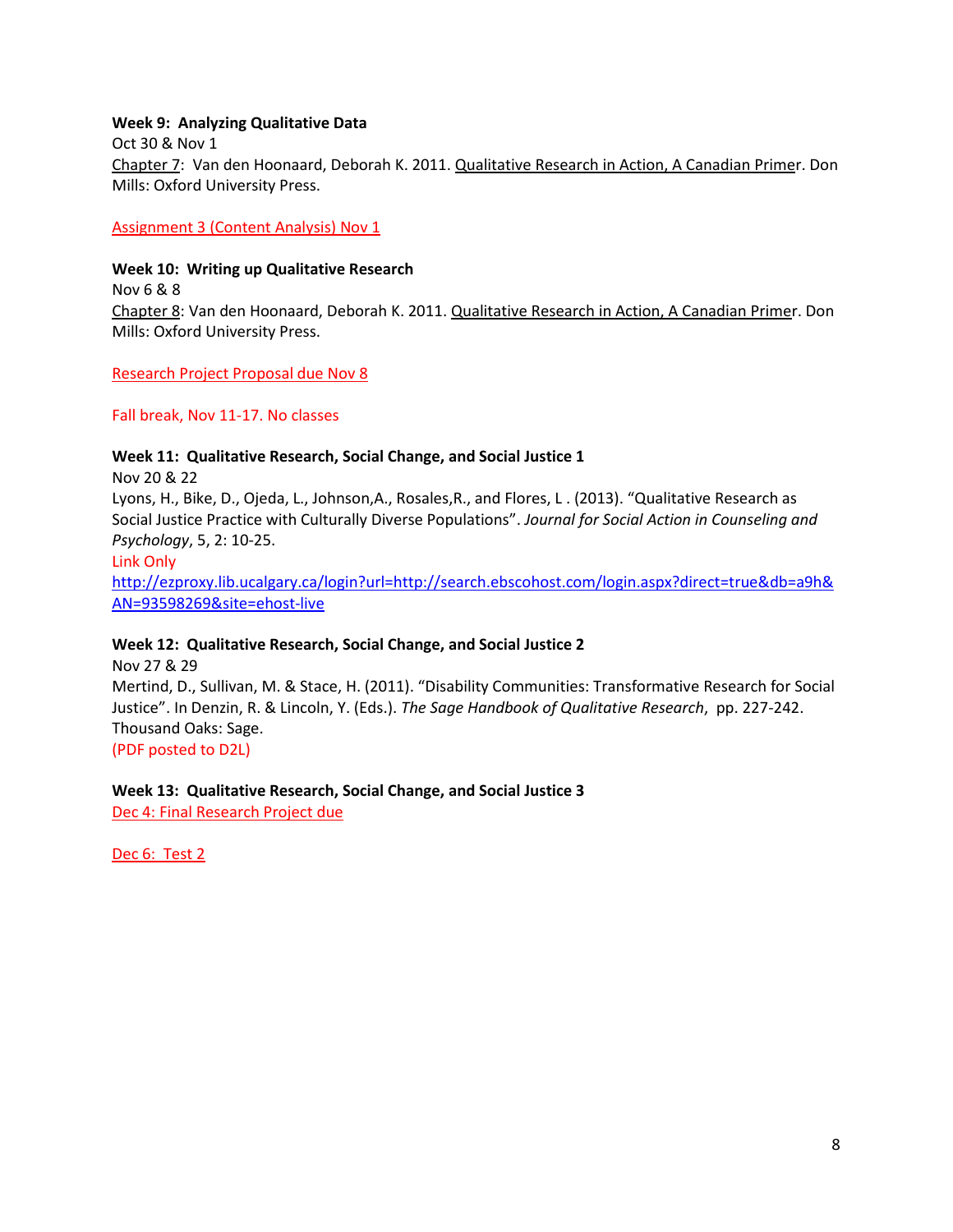**Week 9: Analyzing Qualitative Data**
Oct 30 & Nov 1
Chapter 7: Van den Hoonaard, Deborah K. 2011. Qualitative Research in Action, A Canadian Primer. Don Mills: Oxford University Press.

Assignment 3 (Content Analysis) Nov 1

**Week 10: Writing up Qualitative Research**
Nov 6 & 8
Chapter 8: Van den Hoonaard, Deborah K. 2011. Qualitative Research in Action, A Canadian Primer. Don Mills: Oxford University Press.

Research Project Proposal due Nov 8

Fall break, Nov 11-17. No classes

**Week 11: Qualitative Research, Social Change, and Social Justice 1**
Nov 20 & 22
Lyons, H., Bike, D., Ojeda, L., Johnson,A., Rosales,R., and Flores, L . (2013). "Qualitative Research as Social Justice Practice with Culturally Diverse Populations". *Journal for Social Action in Counseling and Psychology*, 5, 2: 10-25.
Link Only
http://ezproxy.lib.ucalgary.ca/login?url=http://search.ebscohost.com/login.aspx?direct=true&db=a9h&AN=93598269&site=ehost-live

**Week 12: Qualitative Research, Social Change, and Social Justice 2**
Nov 27 & 29
Mertind, D., Sullivan, M. & Stace, H. (2011). "Disability Communities: Transformative Research for Social Justice". In Denzin, R. & Lincoln, Y. (Eds.). *The Sage Handbook of Qualitative Research*, pp. 227-242. Thousand Oaks: Sage.
(PDF posted to D2L)

**Week 13: Qualitative Research, Social Change, and Social Justice 3**
Dec 4: Final Research Project due

Dec 6: Test 2